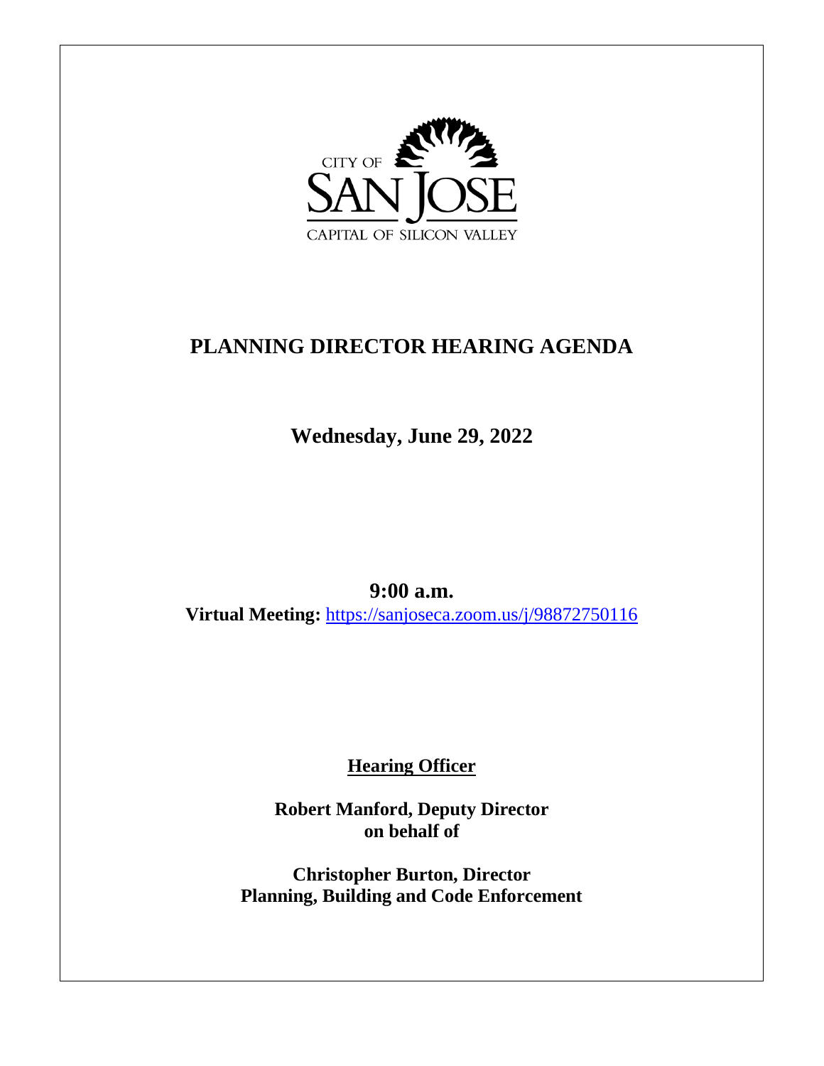CITY OF SAN JOSE

CAPITAL OF SILICON VALLEY

# PLANNING DIRECTOR HEARING AGENDA

**Wednesday, June 29, 2022**

**9:00 a.m.**

**Virtual Meeting:** https://sanjoseca.zoom.us/j/98872750116

**Hearing Officer**

**Robert Manford, Deputy Director**
**on behalf of**

**Christopher Burton, Director**
**Planning, Building and Code Enforcement**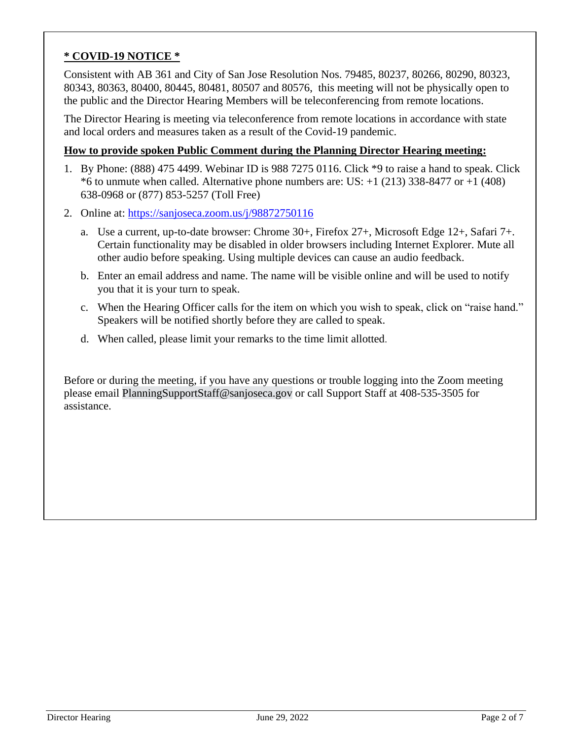**\* COVID-19 NOTICE \***

Consistent with AB 361 and City of San Jose Resolution Nos. 79485, 80237, 80266, 80290, 80323, 80343, 80363, 80400, 80445, 80481, 80507 and 80576, this meeting will not be physically open to the public and the Director Hearing Members will be teleconferencing from remote locations.

The Director Hearing is meeting via teleconference from remote locations in accordance with state and local orders and measures taken as a result of the Covid-19 pandemic.

**How to provide spoken Public Comment during the Planning Director Hearing meeting:**

1. By Phone: (888) 475 4499. Webinar ID is 988 7275 0116. Click *9 to raise a hand to speak. Click *6 to unmute when called. Alternative phone numbers are: US: +1 (213) 338-8477 or +1 (408) 638-0968 or (877) 853-5257 (Toll Free)
2. Online at: https://sanjoseca.zoom.us/j/98872750116
   a. Use a current, up-to-date browser: Chrome 30+, Firefox 27+, Microsoft Edge 12+, Safari 7+. Certain functionality may be disabled in older browsers including Internet Explorer. Mute all other audio before speaking. Using multiple devices can cause an audio feedback.
   b. Enter an email address and name. The name will be visible online and will be used to notify you that it is your turn to speak.
   c. When the Hearing Officer calls for the item on which you wish to speak, click on "raise hand." Speakers will be notified shortly before they are called to speak.
   d. When called, please limit your remarks to the time limit allotted.

Before or during the meeting, if you have any questions or trouble logging into the Zoom meeting please email PlanningSupportStaff@sanjoseca.gov or call Support Staff at 408-535-3505 for assistance.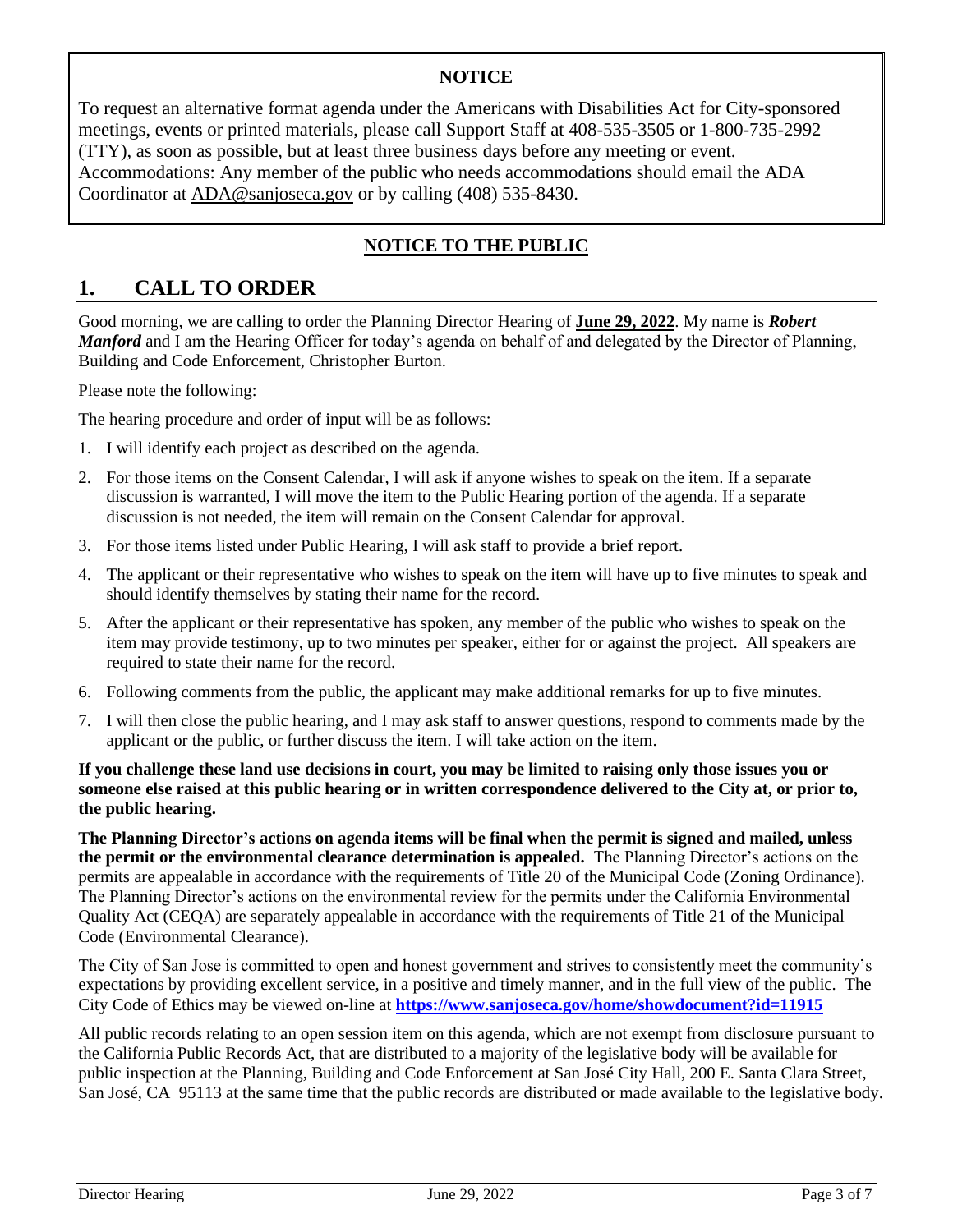**NOTICE**

To request an alternative format agenda under the Americans with Disabilities Act for City-sponsored meetings, events or printed materials, please call Support Staff at 408-535-3505 or 1-800-735-2992 (TTY), as soon as possible, but at least three business days before any meeting or event. Accommodations: Any member of the public who needs accommodations should email the ADA Coordinator at ADA@sanjoseca.gov or by calling (408) 535-8430.

**NOTICE TO THE PUBLIC**

# 1. CALL TO ORDER

Good morning, we are calling to order the Planning Director Hearing of **June 29, 2022**. My name is ***Robert Manford*** and I am the Hearing Officer for today's agenda on behalf of and delegated by the Director of Planning, Building and Code Enforcement, Christopher Burton.

Please note the following:

The hearing procedure and order of input will be as follows:

1. I will identify each project as described on the agenda.
2. For those items on the Consent Calendar, I will ask if anyone wishes to speak on the item. If a separate discussion is warranted, I will move the item to the Public Hearing portion of the agenda. If a separate discussion is not needed, the item will remain on the Consent Calendar for approval.
3. For those items listed under Public Hearing, I will ask staff to provide a brief report.
4. The applicant or their representative who wishes to speak on the item will have up to five minutes to speak and should identify themselves by stating their name for the record.
5. After the applicant or their representative has spoken, any member of the public who wishes to speak on the item may provide testimony, up to two minutes per speaker, either for or against the project. All speakers are required to state their name for the record.
6. Following comments from the public, the applicant may make additional remarks for up to five minutes.
7. I will then close the public hearing, and I may ask staff to answer questions, respond to comments made by the applicant or the public, or further discuss the item. I will take action on the item.

**If you challenge these land use decisions in court, you may be limited to raising only those issues you or someone else raised at this public hearing or in written correspondence delivered to the City at, or prior to, the public hearing.**

**The Planning Director's actions on agenda items will be final when the permit is signed and mailed, unless the permit or the environmental clearance determination is appealed.** The Planning Director's actions on the permits are appealable in accordance with the requirements of Title 20 of the Municipal Code (Zoning Ordinance). The Planning Director's actions on the environmental review for the permits under the California Environmental Quality Act (CEQA) are separately appealable in accordance with the requirements of Title 21 of the Municipal Code (Environmental Clearance).

The City of San Jose is committed to open and honest government and strives to consistently meet the community's expectations by providing excellent service, in a positive and timely manner, and in the full view of the public. The City Code of Ethics may be viewed on-line at **https://www.sanjoseca.gov/home/showdocument?id=11915**

All public records relating to an open session item on this agenda, which are not exempt from disclosure pursuant to the California Public Records Act, that are distributed to a majority of the legislative body will be available for public inspection at the Planning, Building and Code Enforcement at San José City Hall, 200 E. Santa Clara Street, San José, CA 95113 at the same time that the public records are distributed or made available to the legislative body.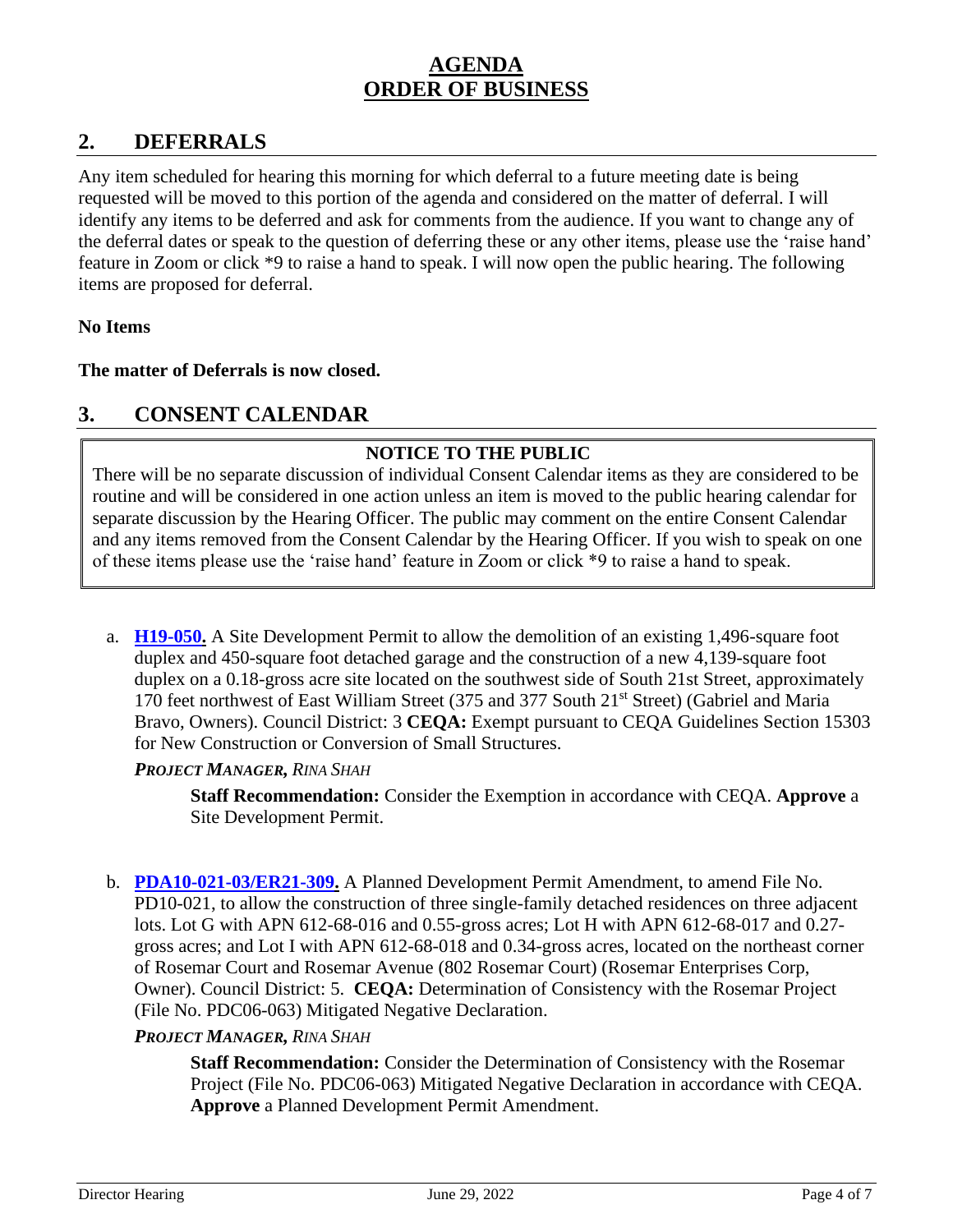# AGENDA
# ORDER OF BUSINESS

## 2. DEFERRALS

Any item scheduled for hearing this morning for which deferral to a future meeting date is being requested will be moved to this portion of the agenda and considered on the matter of deferral. I will identify any items to be deferred and ask for comments from the audience. If you want to change any of the deferral dates or speak to the question of deferring these or any other items, please use the 'raise hand' feature in Zoom or click *9 to raise a hand to speak. I will now open the public hearing. The following items are proposed for deferral.

**No Items**

**The matter of Deferrals is now closed.**

## 3. CONSENT CALENDAR

> **NOTICE TO THE PUBLIC**
>
> There will be no separate discussion of individual Consent Calendar items as they are considered to be routine and will be considered in one action unless an item is moved to the public hearing calendar for separate discussion by the Hearing Officer. The public may comment on the entire Consent Calendar and any items removed from the Consent Calendar by the Hearing Officer. If you wish to speak on one of these items please use the 'raise hand' feature in Zoom or click *9 to raise a hand to speak.

a. **H19-050.** A Site Development Permit to allow the demolition of an existing 1,496-square foot duplex and 450-square foot detached garage and the construction of a new 4,139-square foot duplex on a 0.18-gross acre site located on the southwest side of South 21st Street, approximately 170 feet northwest of East William Street (375 and 377 South 21st Street) (Gabriel and Maria Bravo, Owners). Council District: 3 **CEQA:** Exempt pursuant to CEQA Guidelines Section 15303 for New Construction or Conversion of Small Structures.

***PROJECT MANAGER,** RINA SHAH*

**Staff Recommendation:** Consider the Exemption in accordance with CEQA. **Approve** a Site Development Permit.

b. **PDA10-021-03/ER21-309.** A Planned Development Permit Amendment, to amend File No. PD10-021, to allow the construction of three single-family detached residences on three adjacent lots. Lot G with APN 612-68-016 and 0.55-gross acres; Lot H with APN 612-68-017 and 0.27-gross acres; and Lot I with APN 612-68-018 and 0.34-gross acres, located on the northeast corner of Rosemar Court and Rosemar Avenue (802 Rosemar Court) (Rosemar Enterprises Corp, Owner). Council District: 5. **CEQA:** Determination of Consistency with the Rosemar Project (File No. PDC06-063) Mitigated Negative Declaration.

***PROJECT MANAGER,** RINA SHAH*

**Staff Recommendation:** Consider the Determination of Consistency with the Rosemar Project (File No. PDC06-063) Mitigated Negative Declaration in accordance with CEQA. **Approve** a Planned Development Permit Amendment.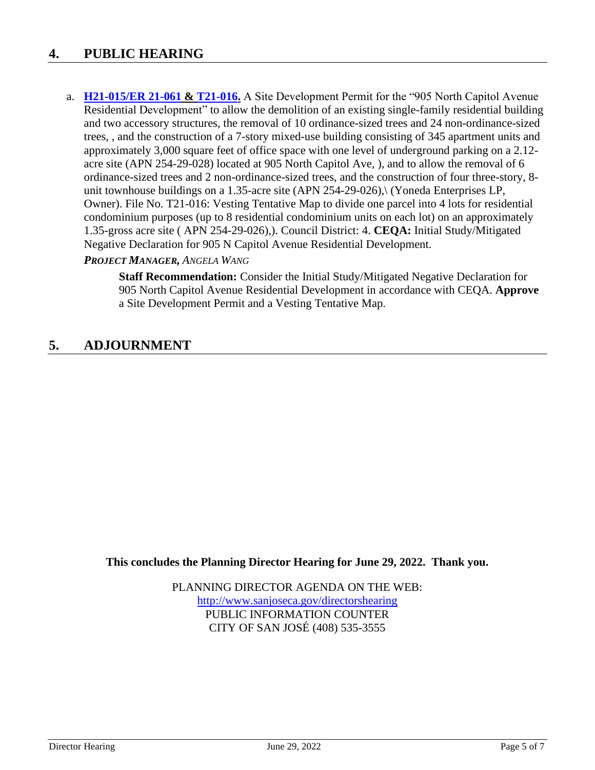## 4. PUBLIC HEARING

a. **H21-015/ER 21-061 & T21-016.** A Site Development Permit for the "905 North Capitol Avenue Residential Development" to allow the demolition of an existing single-family residential building and two accessory structures, the removal of 10 ordinance-sized trees and 24 non-ordinance-sized trees, , and the construction of a 7-story mixed-use building consisting of 345 apartment units and approximately 3,000 square feet of office space with one level of underground parking on a 2.12-acre site (APN 254-29-028) located at 905 North Capitol Ave, ), and to allow the removal of 6 ordinance-sized trees and 2 non-ordinance-sized trees, and the construction of four three-story, 8-unit townhouse buildings on a 1.35-acre site (APN 254-29-026),\ (Yoneda Enterprises LP, Owner). File No. T21-016: Vesting Tentative Map to divide one parcel into 4 lots for residential condominium purposes (up to 8 residential condominium units on each lot) on an approximately 1.35-gross acre site ( APN 254-29-026),). Council District: 4. **CEQA:** Initial Study/Mitigated Negative Declaration for 905 N Capitol Avenue Residential Development.

***PROJECT MANAGER,*** *ANGELA WANG*

**Staff Recommendation:** Consider the Initial Study/Mitigated Negative Declaration for 905 North Capitol Avenue Residential Development in accordance with CEQA. **Approve** a Site Development Permit and a Vesting Tentative Map.

## 5. ADJOURNMENT

**This concludes the Planning Director Hearing for June 29, 2022. Thank you.**

PLANNING DIRECTOR AGENDA ON THE WEB:
http://www.sanjoseca.gov/directorshearing
PUBLIC INFORMATION COUNTER
CITY OF SAN JOSÉ (408) 535-3555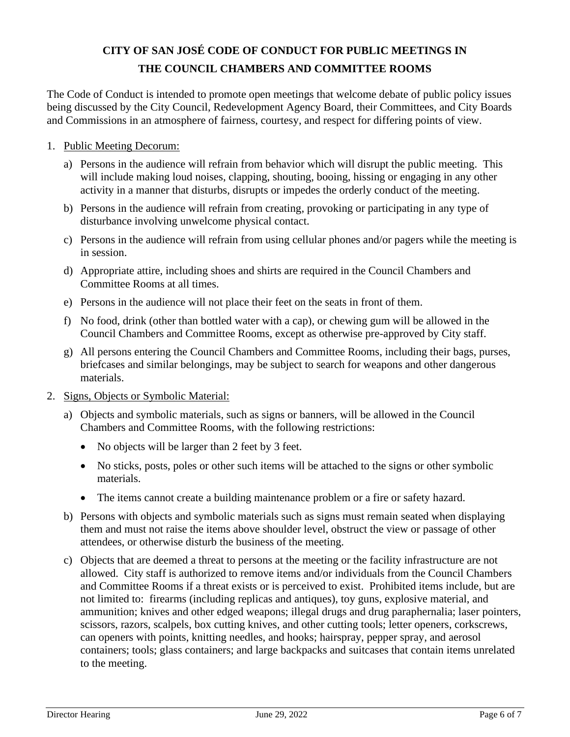# CITY OF SAN JOSÉ CODE OF CONDUCT FOR PUBLIC MEETINGS IN THE COUNCIL CHAMBERS AND COMMITTEE ROOMS

The Code of Conduct is intended to promote open meetings that welcome debate of public policy issues being discussed by the City Council, Redevelopment Agency Board, their Committees, and City Boards and Commissions in an atmosphere of fairness, courtesy, and respect for differing points of view.

1. Public Meeting Decorum:

   a) Persons in the audience will refrain from behavior which will disrupt the public meeting. This will include making loud noises, clapping, shouting, booing, hissing or engaging in any other activity in a manner that disturbs, disrupts or impedes the orderly conduct of the meeting.

   b) Persons in the audience will refrain from creating, provoking or participating in any type of disturbance involving unwelcome physical contact.

   c) Persons in the audience will refrain from using cellular phones and/or pagers while the meeting is in session.

   d) Appropriate attire, including shoes and shirts are required in the Council Chambers and Committee Rooms at all times.

   e) Persons in the audience will not place their feet on the seats in front of them.

   f) No food, drink (other than bottled water with a cap), or chewing gum will be allowed in the Council Chambers and Committee Rooms, except as otherwise pre-approved by City staff.

   g) All persons entering the Council Chambers and Committee Rooms, including their bags, purses, briefcases and similar belongings, may be subject to search for weapons and other dangerous materials.

2. Signs, Objects or Symbolic Material:

   a) Objects and symbolic materials, such as signs or banners, will be allowed in the Council Chambers and Committee Rooms, with the following restrictions:

      - No objects will be larger than 2 feet by 3 feet.
      - No sticks, posts, poles or other such items will be attached to the signs or other symbolic materials.
      - The items cannot create a building maintenance problem or a fire or safety hazard.

   b) Persons with objects and symbolic materials such as signs must remain seated when displaying them and must not raise the items above shoulder level, obstruct the view or passage of other attendees, or otherwise disturb the business of the meeting.

   c) Objects that are deemed a threat to persons at the meeting or the facility infrastructure are not allowed. City staff is authorized to remove items and/or individuals from the Council Chambers and Committee Rooms if a threat exists or is perceived to exist. Prohibited items include, but are not limited to: firearms (including replicas and antiques), toy guns, explosive material, and ammunition; knives and other edged weapons; illegal drugs and drug paraphernalia; laser pointers, scissors, razors, scalpels, box cutting knives, and other cutting tools; letter openers, corkscrews, can openers with points, knitting needles, and hooks; hairspray, pepper spray, and aerosol containers; tools; glass containers; and large backpacks and suitcases that contain items unrelated to the meeting.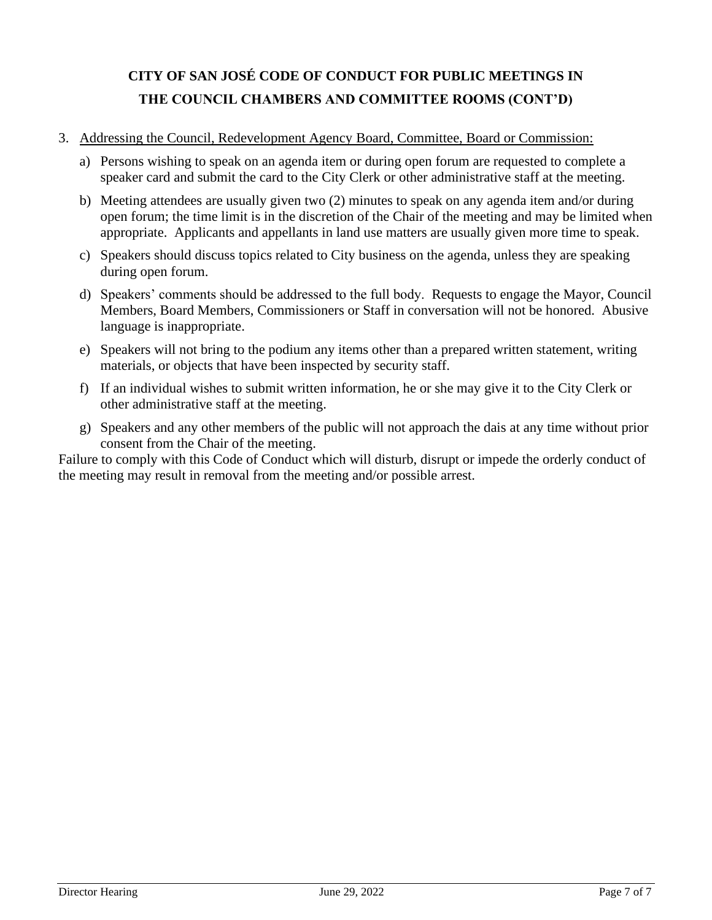# CITY OF SAN JOSÉ CODE OF CONDUCT FOR PUBLIC MEETINGS IN THE COUNCIL CHAMBERS AND COMMITTEE ROOMS (CONT'D)

3. Addressing the Council, Redevelopment Agency Board, Committee, Board or Commission:

   a) Persons wishing to speak on an agenda item or during open forum are requested to complete a speaker card and submit the card to the City Clerk or other administrative staff at the meeting.

   b) Meeting attendees are usually given two (2) minutes to speak on any agenda item and/or during open forum; the time limit is in the discretion of the Chair of the meeting and may be limited when appropriate. Applicants and appellants in land use matters are usually given more time to speak.

   c) Speakers should discuss topics related to City business on the agenda, unless they are speaking during open forum.

   d) Speakers' comments should be addressed to the full body. Requests to engage the Mayor, Council Members, Board Members, Commissioners or Staff in conversation will not be honored. Abusive language is inappropriate.

   e) Speakers will not bring to the podium any items other than a prepared written statement, writing materials, or objects that have been inspected by security staff.

   f) If an individual wishes to submit written information, he or she may give it to the City Clerk or other administrative staff at the meeting.

   g) Speakers and any other members of the public will not approach the dais at any time without prior consent from the Chair of the meeting.

Failure to comply with this Code of Conduct which will disturb, disrupt or impede the orderly conduct of the meeting may result in removal from the meeting and/or possible arrest.